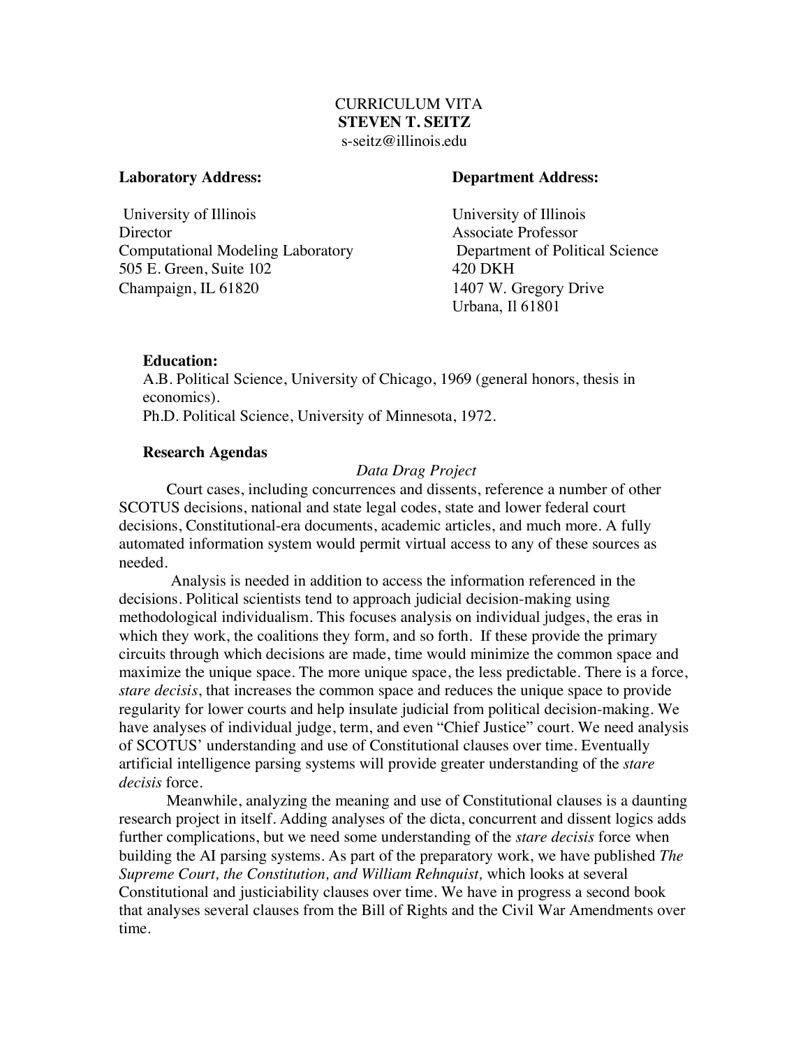# CURRICULUM VITA
**STEVEN T. SEITZ**
s-seitz@illinois.edu

**Laboratory Address:**

University of Illinois
Director
Computational Modeling Laboratory
505 E. Green, Suite 102
Champaign, IL 61820

**Department Address:**

University of Illinois
Associate Professor
Department of Political Science
420 DKH
1407 W. Gregory Drive
Urbana, Il 61801

**Education:**

A.B. Political Science, University of Chicago, 1969 (general honors, thesis in economics).
Ph.D. Political Science, University of Minnesota, 1972.

**Research Agendas**

*Data Drag Project*

Court cases, including concurrences and dissents, reference a number of other SCOTUS decisions, national and state legal codes, state and lower federal court decisions, Constitutional-era documents, academic articles, and much more. A fully automated information system would permit virtual access to any of these sources as needed.

Analysis is needed in addition to access the information referenced in the decisions. Political scientists tend to approach judicial decision-making using methodological individualism. This focuses analysis on individual judges, the eras in which they work, the coalitions they form, and so forth. If these provide the primary circuits through which decisions are made, time would minimize the common space and maximize the unique space. The more unique space, the less predictable. There is a force, *stare decisis*, that increases the common space and reduces the unique space to provide regularity for lower courts and help insulate judicial from political decision-making. We have analyses of individual judge, term, and even "Chief Justice" court. We need analysis of SCOTUS' understanding and use of Constitutional clauses over time. Eventually artificial intelligence parsing systems will provide greater understanding of the *stare decisis* force.

Meanwhile, analyzing the meaning and use of Constitutional clauses is a daunting research project in itself. Adding analyses of the dicta, concurrent and dissent logics adds further complications, but we need some understanding of the *stare decisis* force when building the AI parsing systems. As part of the preparatory work, we have published *The Supreme Court, the Constitution, and William Rehnquist,* which looks at several Constitutional and justiciability clauses over time. We have in progress a second book that analyses several clauses from the Bill of Rights and the Civil War Amendments over time.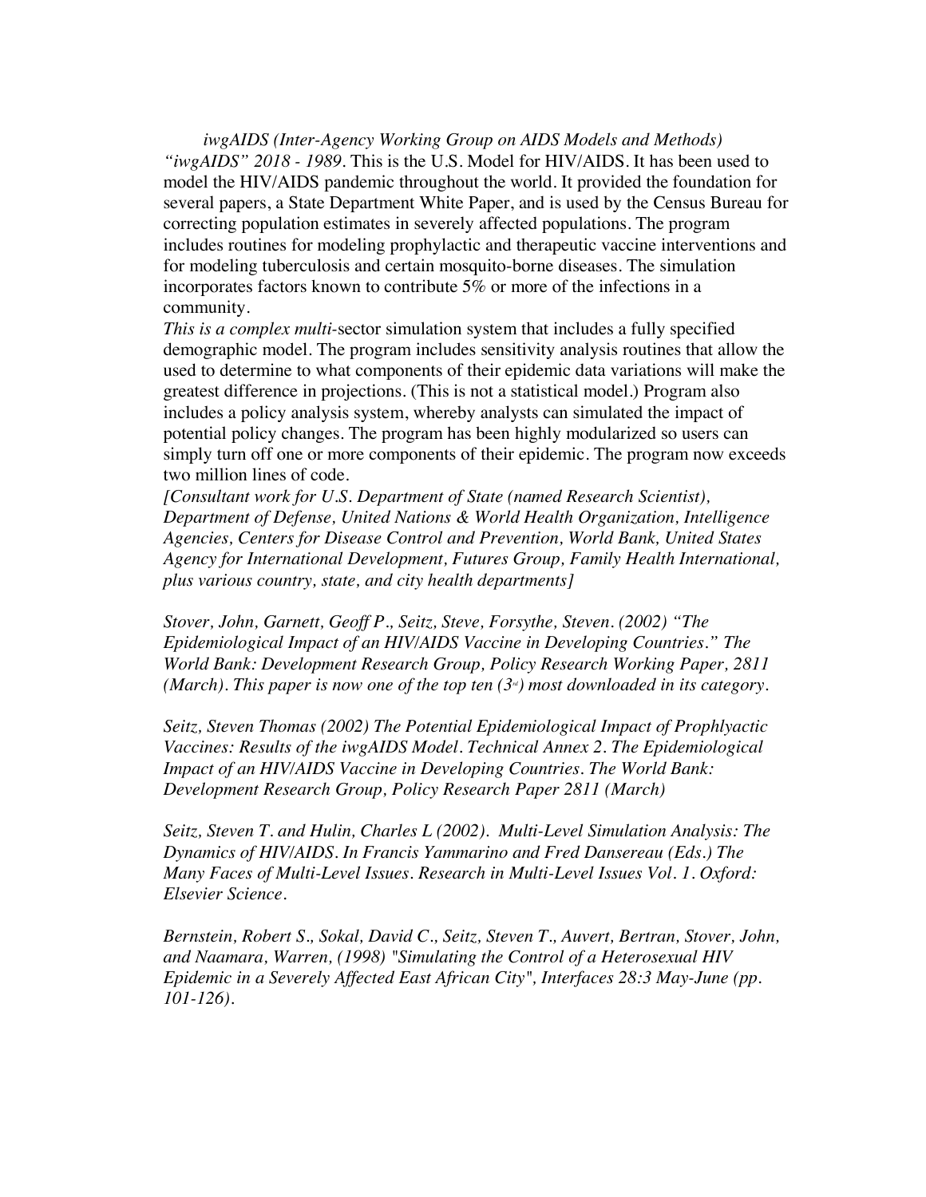*iwgAIDS (Inter-Agency Working Group on AIDS Models and Methods)* *"iwgAIDS" 2018 - 1989.* This is the U.S. Model for HIV/AIDS. It has been used to model the HIV/AIDS pandemic throughout the world. It provided the foundation for several papers, a State Department White Paper, and is used by the Census Bureau for correcting population estimates in severely affected populations. The program includes routines for modeling prophylactic and therapeutic vaccine interventions and for modeling tuberculosis and certain mosquito-borne diseases. The simulation incorporates factors known to contribute 5% or more of the infections in a community.

*This is a complex multi-*sector simulation system that includes a fully specified demographic model. The program includes sensitivity analysis routines that allow the used to determine to what components of their epidemic data variations will make the greatest difference in projections. (This is not a statistical model.) Program also includes a policy analysis system, whereby analysts can simulated the impact of potential policy changes. The program has been highly modularized so users can simply turn off one or more components of their epidemic. The program now exceeds two million lines of code.

*[Consultant work for U.S. Department of State (named Research Scientist), Department of Defense, United Nations & World Health Organization, Intelligence Agencies, Centers for Disease Control and Prevention, World Bank, United States Agency for International Development, Futures Group, Family Health International, plus various country, state, and city health departments]*

*Stover, John, Garnett, Geoff P., Seitz, Steve, Forsythe, Steven. (2002) "The Epidemiological Impact of an HIV/AIDS Vaccine in Developing Countries." The World Bank: Development Research Group, Policy Research Working Paper, 2811 (March). This paper is now one of the top ten (3rd) most downloaded in its category.*

*Seitz, Steven Thomas (2002) The Potential Epidemiological Impact of Prophlyactic Vaccines: Results of the iwgAIDS Model. Technical Annex 2. The Epidemiological Impact of an HIV/AIDS Vaccine in Developing Countries. The World Bank: Development Research Group, Policy Research Paper 2811 (March)*

*Seitz, Steven T. and Hulin, Charles L (2002). Multi-Level Simulation Analysis: The Dynamics of HIV/AIDS. In Francis Yammarino and Fred Dansereau (Eds.) The Many Faces of Multi-Level Issues. Research in Multi-Level Issues Vol. 1. Oxford: Elsevier Science.*

*Bernstein, Robert S., Sokal, David C., Seitz, Steven T., Auvert, Bertran, Stover, John, and Naamara, Warren, (1998) "Simulating the Control of a Heterosexual HIV Epidemic in a Severely Affected East African City", Interfaces 28:3 May-June (pp. 101-126).*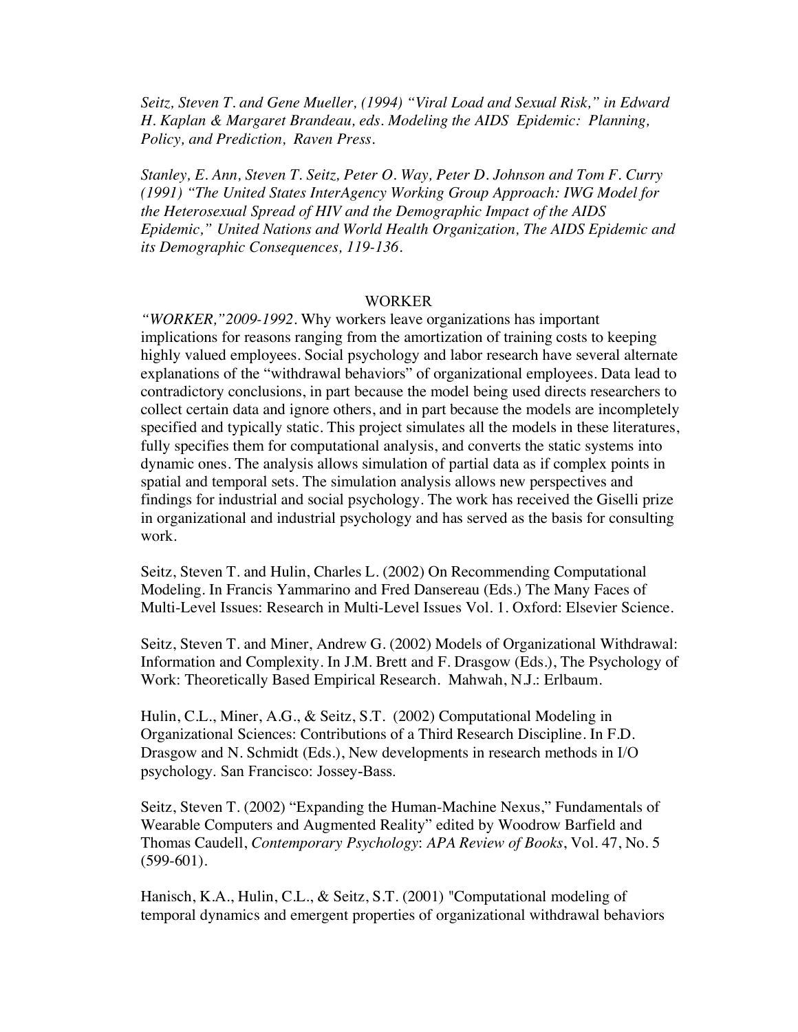*Seitz, Steven T. and Gene Mueller, (1994) "Viral Load and Sexual Risk," in Edward H. Kaplan & Margaret Brandeau, eds. Modeling the AIDS Epidemic: Planning, Policy, and Prediction, Raven Press.*

*Stanley, E. Ann, Steven T. Seitz, Peter O. Way, Peter D. Johnson and Tom F. Curry (1991) "The United States InterAgency Working Group Approach: IWG Model for the Heterosexual Spread of HIV and the Demographic Impact of the AIDS Epidemic," United Nations and World Health Organization, The AIDS Epidemic and its Demographic Consequences, 119-136.*

## WORKER

*"WORKER," 2009-1992*. Why workers leave organizations has important implications for reasons ranging from the amortization of training costs to keeping highly valued employees. Social psychology and labor research have several alternate explanations of the "withdrawal behaviors" of organizational employees. Data lead to contradictory conclusions, in part because the model being used directs researchers to collect certain data and ignore others, and in part because the models are incompletely specified and typically static. This project simulates all the models in these literatures, fully specifies them for computational analysis, and converts the static systems into dynamic ones. The analysis allows simulation of partial data as if complex points in spatial and temporal sets. The simulation analysis allows new perspectives and findings for industrial and social psychology. The work has received the Giselli prize in organizational and industrial psychology and has served as the basis for consulting work.

Seitz, Steven T. and Hulin, Charles L. (2002) On Recommending Computational Modeling. In Francis Yammarino and Fred Dansereau (Eds.) The Many Faces of Multi-Level Issues: Research in Multi-Level Issues Vol. 1. Oxford: Elsevier Science.

Seitz, Steven T. and Miner, Andrew G. (2002) Models of Organizational Withdrawal: Information and Complexity. In J.M. Brett and F. Drasgow (Eds.), The Psychology of Work: Theoretically Based Empirical Research. Mahwah, N.J.: Erlbaum.

Hulin, C.L., Miner, A.G., & Seitz, S.T. (2002) Computational Modeling in Organizational Sciences: Contributions of a Third Research Discipline. In F.D. Drasgow and N. Schmidt (Eds.), New developments in research methods in I/O psychology. San Francisco: Jossey-Bass.

Seitz, Steven T. (2002) "Expanding the Human-Machine Nexus," Fundamentals of Wearable Computers and Augmented Reality" edited by Woodrow Barfield and Thomas Caudell, *Contemporary Psychology*: *APA Review of Books*, Vol. 47, No. 5 (599-601).

Hanisch, K.A., Hulin, C.L., & Seitz, S.T. (2001) "Computational modeling of temporal dynamics and emergent properties of organizational withdrawal behaviors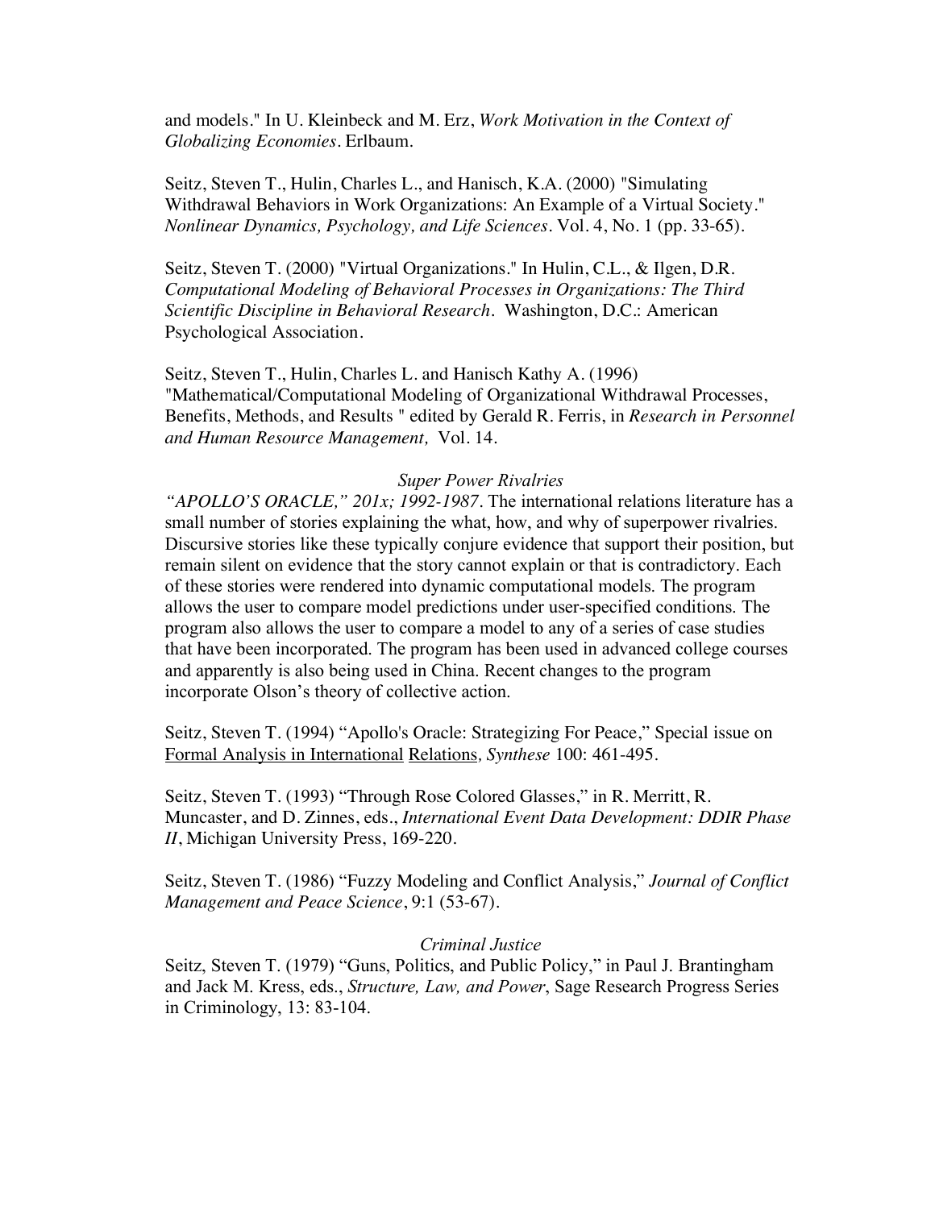and models." In U. Kleinbeck and M. Erz, *Work Motivation in the Context of Globalizing Economies*. Erlbaum.

Seitz, Steven T., Hulin, Charles L., and Hanisch, K.A. (2000) "Simulating Withdrawal Behaviors in Work Organizations: An Example of a Virtual Society." *Nonlinear Dynamics, Psychology, and Life Sciences*. Vol. 4, No. 1 (pp. 33-65).

Seitz, Steven T. (2000) "Virtual Organizations." In Hulin, C.L., & Ilgen, D.R. *Computational Modeling of Behavioral Processes in Organizations: The Third Scientific Discipline in Behavioral Research*. Washington, D.C.: American Psychological Association.

Seitz, Steven T., Hulin, Charles L. and Hanisch Kathy A. (1996) "Mathematical/Computational Modeling of Organizational Withdrawal Processes, Benefits, Methods, and Results " edited by Gerald R. Ferris, in *Research in Personnel and Human Resource Management,* Vol. 14.

*Super Power Rivalries*

*"APOLLO'S ORACLE," 201x; 1992-1987*. The international relations literature has a small number of stories explaining the what, how, and why of superpower rivalries. Discursive stories like these typically conjure evidence that support their position, but remain silent on evidence that the story cannot explain or that is contradictory. Each of these stories were rendered into dynamic computational models. The program allows the user to compare model predictions under user-specified conditions. The program also allows the user to compare a model to any of a series of case studies that have been incorporated. The program has been used in advanced college courses and apparently is also being used in China. Recent changes to the program incorporate Olson's theory of collective action.

Seitz, Steven T. (1994) "Apollo's Oracle: Strategizing For Peace," Special issue on Formal Analysis in International Relations, *Synthese* 100: 461-495.

Seitz, Steven T. (1993) "Through Rose Colored Glasses," in R. Merritt, R. Muncaster, and D. Zinnes, eds., *International Event Data Development: DDIR Phase II*, Michigan University Press, 169-220.

Seitz, Steven T. (1986) "Fuzzy Modeling and Conflict Analysis," *Journal of Conflict Management and Peace Science*, 9:1 (53-67).

*Criminal Justice*

Seitz, Steven T. (1979) "Guns, Politics, and Public Policy," in Paul J. Brantingham and Jack M. Kress, eds., *Structure, Law, and Power*, Sage Research Progress Series in Criminology, 13: 83-104.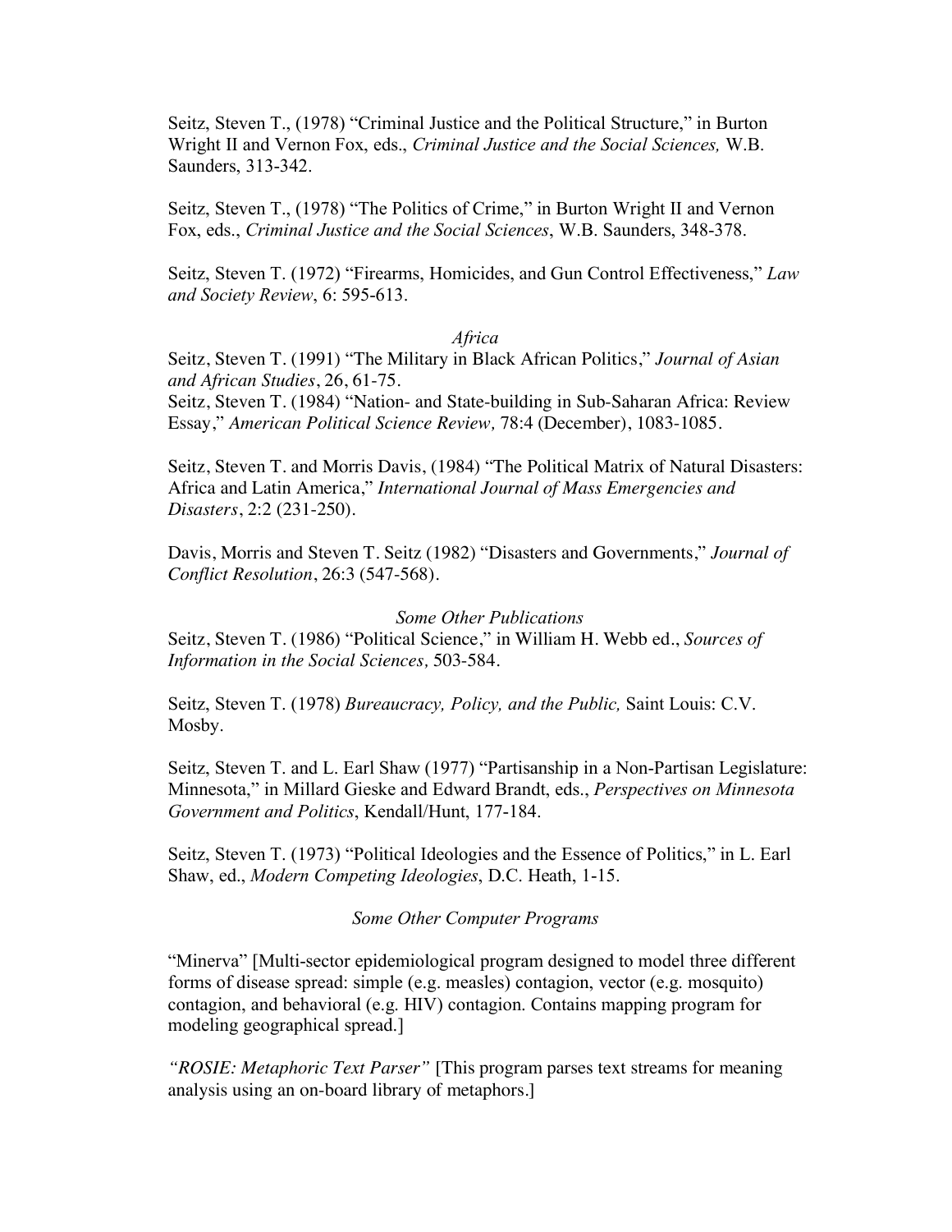Seitz, Steven T., (1978) "Criminal Justice and the Political Structure," in Burton Wright II and Vernon Fox, eds., *Criminal Justice and the Social Sciences,* W.B. Saunders, 313-342.

Seitz, Steven T., (1978) "The Politics of Crime," in Burton Wright II and Vernon Fox, eds., *Criminal Justice and the Social Sciences*, W.B. Saunders, 348-378.

Seitz, Steven T. (1972) "Firearms, Homicides, and Gun Control Effectiveness," *Law and Society Review*, 6: 595-613.

*Africa*

Seitz, Steven T. (1991) "The Military in Black African Politics," *Journal of Asian and African Studies*, 26, 61-75.

Seitz, Steven T. (1984) "Nation- and State-building in Sub-Saharan Africa: Review Essay," *American Political Science Review,* 78:4 (December), 1083-1085.

Seitz, Steven T. and Morris Davis, (1984) "The Political Matrix of Natural Disasters: Africa and Latin America," *International Journal of Mass Emergencies and Disasters*, 2:2 (231-250).

Davis, Morris and Steven T. Seitz (1982) "Disasters and Governments," *Journal of Conflict Resolution*, 26:3 (547-568).

*Some Other Publications*

Seitz, Steven T. (1986) "Political Science," in William H. Webb ed., *Sources of Information in the Social Sciences,* 503-584.

Seitz, Steven T. (1978) *Bureaucracy, Policy, and the Public,* Saint Louis: C.V. Mosby.

Seitz, Steven T. and L. Earl Shaw (1977) "Partisanship in a Non-Partisan Legislature: Minnesota," in Millard Gieske and Edward Brandt, eds., *Perspectives on Minnesota Government and Politics*, Kendall/Hunt, 177-184.

Seitz, Steven T. (1973) "Political Ideologies and the Essence of Politics," in L. Earl Shaw, ed., *Modern Competing Ideologies*, D.C. Heath, 1-15.

*Some Other Computer Programs*

"Minerva" [Multi-sector epidemiological program designed to model three different forms of disease spread: simple (e.g. measles) contagion, vector (e.g. mosquito) contagion, and behavioral (e.g. HIV) contagion. Contains mapping program for modeling geographical spread.]

*"ROSIE: Metaphoric Text Parser"* [This program parses text streams for meaning analysis using an on-board library of metaphors.]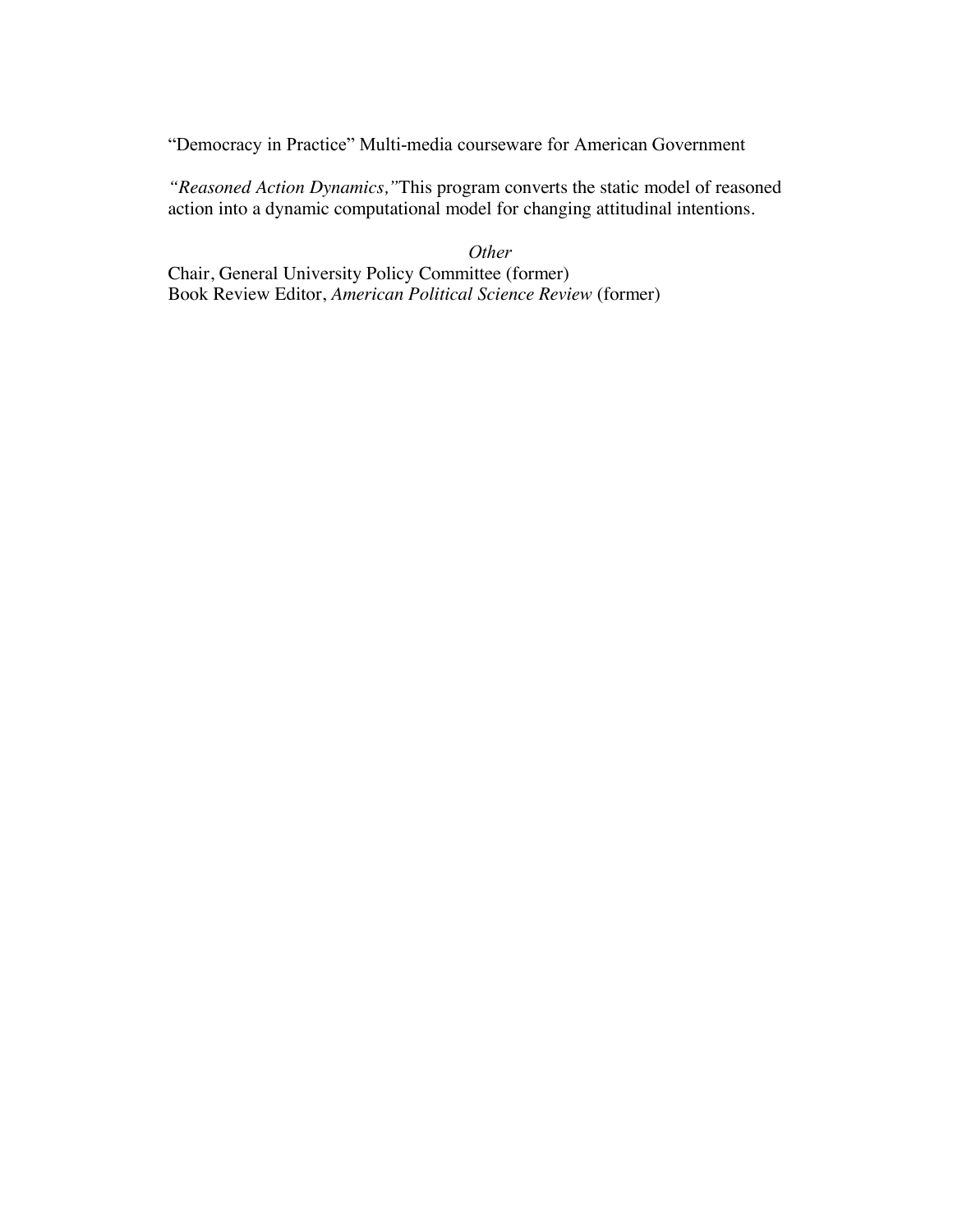"Democracy in Practice" Multi-media courseware for American Government

*"Reasoned Action Dynamics,"* This program converts the static model of reasoned action into a dynamic computational model for changing attitudinal intentions.

*Other*

Chair, General University Policy Committee (former)
Book Review Editor, *American Political Science Review* (former)